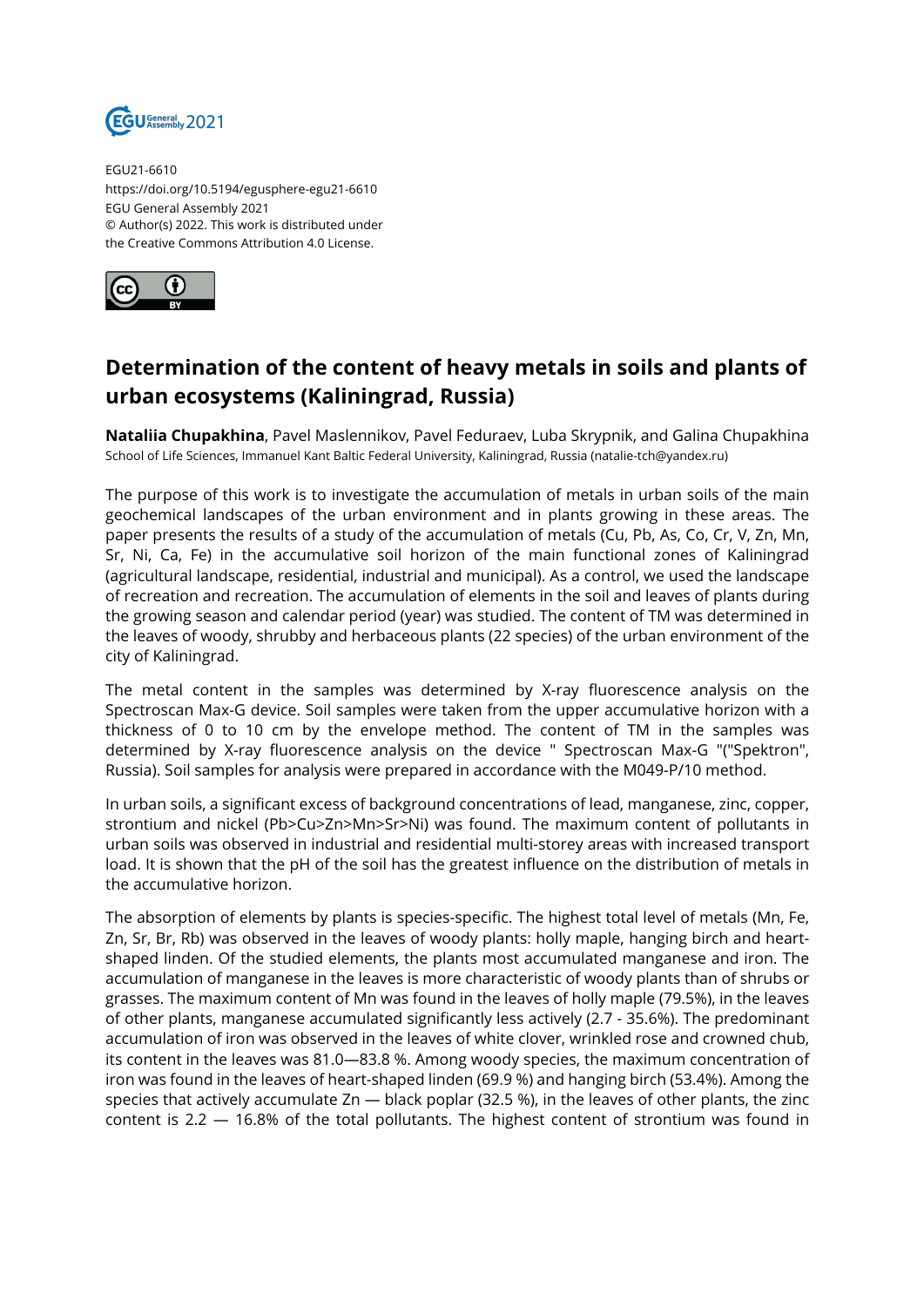EGU21-6610
https://doi.org/10.5194/egusphere-egu21-6610
EGU General Assembly 2021
© Author(s) 2022. This work is distributed under
the Creative Commons Attribution 4.0 License.

# Determination of the content of heavy metals in soils and plants of urban ecosystems (Kaliningrad, Russia)

**Nataliia Chupakhina**, Pavel Maslennikov, Pavel Feduraev, Luba Skrypnik, and Galina Chupakhina
School of Life Sciences, Immanuel Kant Baltic Federal University, Kaliningrad, Russia (natalie-tch@yandex.ru)

The purpose of this work is to investigate the accumulation of metals in urban soils of the main geochemical landscapes of the urban environment and in plants growing in these areas. The paper presents the results of a study of the accumulation of metals (Cu, Pb, As, Co, Cr, V, Zn, Mn, Sr, Ni, Ca, Fe) in the accumulative soil horizon of the main functional zones of Kaliningrad (agricultural landscape, residential, industrial and municipal). As a control, we used the landscape of recreation and recreation. The accumulation of elements in the soil and leaves of plants during the growing season and calendar period (year) was studied. The content of TM was determined in the leaves of woody, shrubby and herbaceous plants (22 species) of the urban environment of the city of Kaliningrad.

The metal content in the samples was determined by X-ray fluorescence analysis on the Spectroscan Max-G device. Soil samples were taken from the upper accumulative horizon with a thickness of 0 to 10 cm by the envelope method. The content of TM in the samples was determined by X-ray fluorescence analysis on the device " Spectroscan Max-G "("Spektron", Russia). Soil samples for analysis were prepared in accordance with the M049-P/10 method.

In urban soils, a significant excess of background concentrations of lead, manganese, zinc, copper, strontium and nickel (Pb>Cu>Zn>Mn>Sr>Ni) was found. The maximum content of pollutants in urban soils was observed in industrial and residential multi-storey areas with increased transport load. It is shown that the pH of the soil has the greatest influence on the distribution of metals in the accumulative horizon.

The absorption of elements by plants is species-specific. The highest total level of metals (Mn, Fe, Zn, Sr, Br, Rb) was observed in the leaves of woody plants: holly maple, hanging birch and heart-shaped linden. Of the studied elements, the plants most accumulated manganese and iron. The accumulation of manganese in the leaves is more characteristic of woody plants than of shrubs or grasses. The maximum content of Mn was found in the leaves of holly maple (79.5%), in the leaves of other plants, manganese accumulated significantly less actively (2.7 - 35.6%). The predominant accumulation of iron was observed in the leaves of white clover, wrinkled rose and crowned chub, its content in the leaves was 81.0—83.8 %. Among woody species, the maximum concentration of iron was found in the leaves of heart-shaped linden (69.9 %) and hanging birch (53.4%). Among the species that actively accumulate Zn — black poplar (32.5 %), in the leaves of other plants, the zinc content is 2.2 — 16.8% of the total pollutants. The highest content of strontium was found in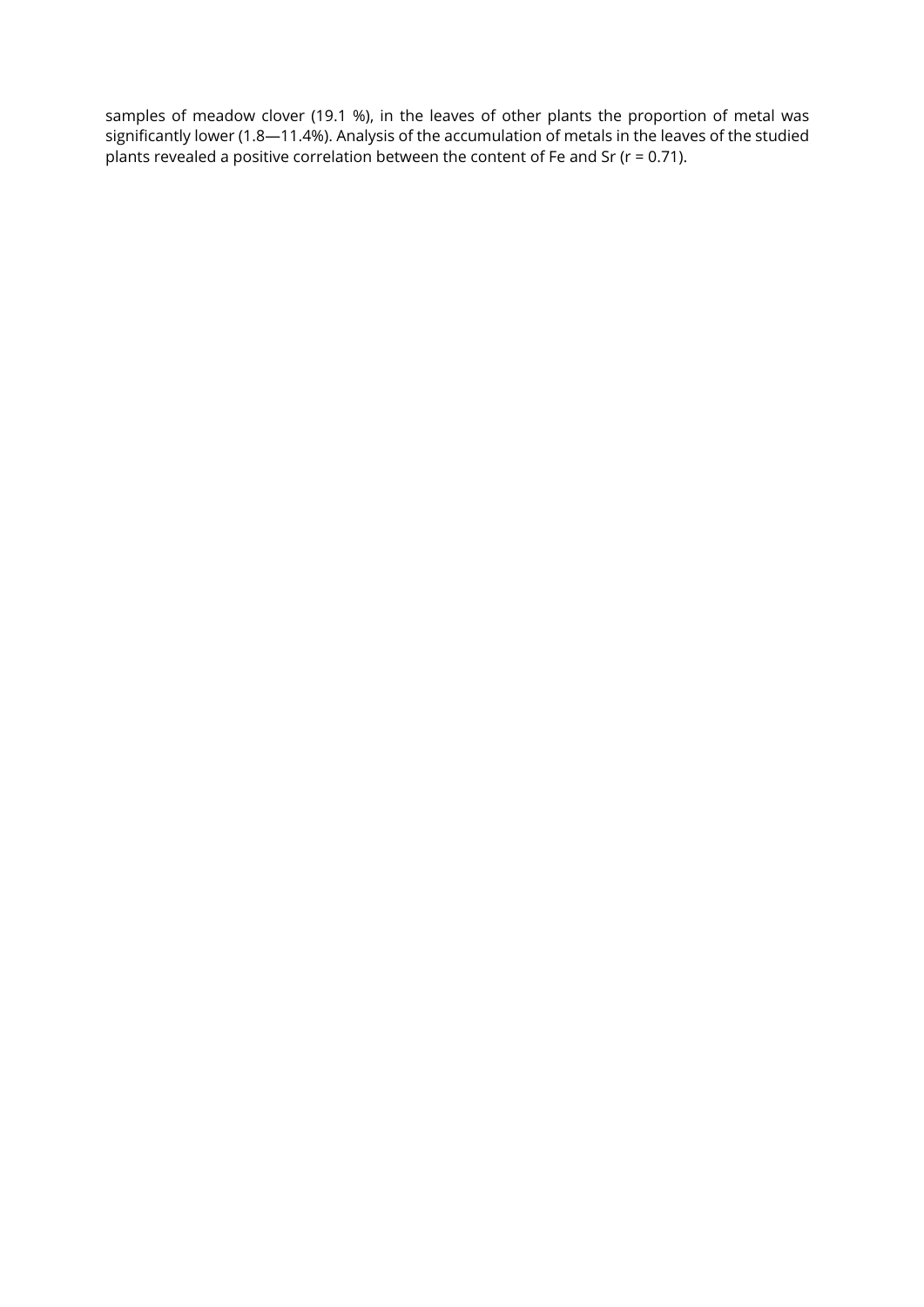samples of meadow clover (19.1 %), in the leaves of other plants the proportion of metal was significantly lower (1.8—11.4%). Analysis of the accumulation of metals in the leaves of the studied plants revealed a positive correlation between the content of Fe and Sr ($r = 0.71$).